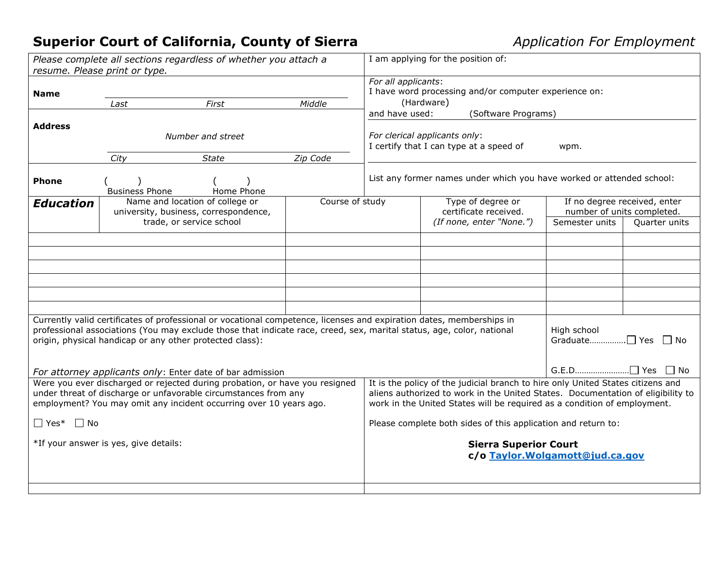# Superior Court of California, County of Sierra

*Application For Employment*

*Please complete all sections regardless of whether you attach a resume. Please print or type.*

**Name** ______________________________
*Last* *First* *Middle*

**Address** ______________________________
*Number and street*
______________________________
*City* *State* *Zip Code*

**Phone** ( ) ( )
Business Phone Home Phone

I am applying for the position of:

*For all applicants*:
I have word processing and/or computer experience on: (Hardware)
and have used: (Software Programs)

*For clerical applicants only*:
I certify that I can type at a speed of wpm.

List any former names under which you have worked or attended school:

| ***Education*** Name and location of college or university, business, correspondence, trade, or service school | Course of study | Type of degree or certificate received. *(If none, enter "None.")* | If no degree received, enter number of units completed. | |
|---|---|---|---|---|
| | | | Semester units | Quarter units |
| | | | | |
| | | | | |
| | | | | |
| | | | | |
| | | | | |
| | | | | |

Currently valid certificates of professional or vocational competence, licenses and expiration dates, memberships in professional associations (You may exclude those that indicate race, creed, sex, marital status, age, color, national origin, physical handicap or any other protected class):

*For attorney applicants only*: Enter date of bar admission

High school Graduate............... ☐ Yes ☐ No

G.E.D........................ ☐ Yes ☐ No

Were you ever discharged or rejected during probation, or have you resigned under threat of discharge or unfavorable circumstances from any employment? You may omit any incident occurring over 10 years ago.

☐ Yes* ☐ No

*If your answer is yes, give details:

It is the policy of the judicial branch to hire only United States citizens and aliens authorized to work in the United States. Documentation of eligibility to work in the United States will be required as a condition of employment.

Please complete both sides of this application and return to:

**Sierra Superior Court**
**c/o Taylor.Wolgamott@jud.ca.gov**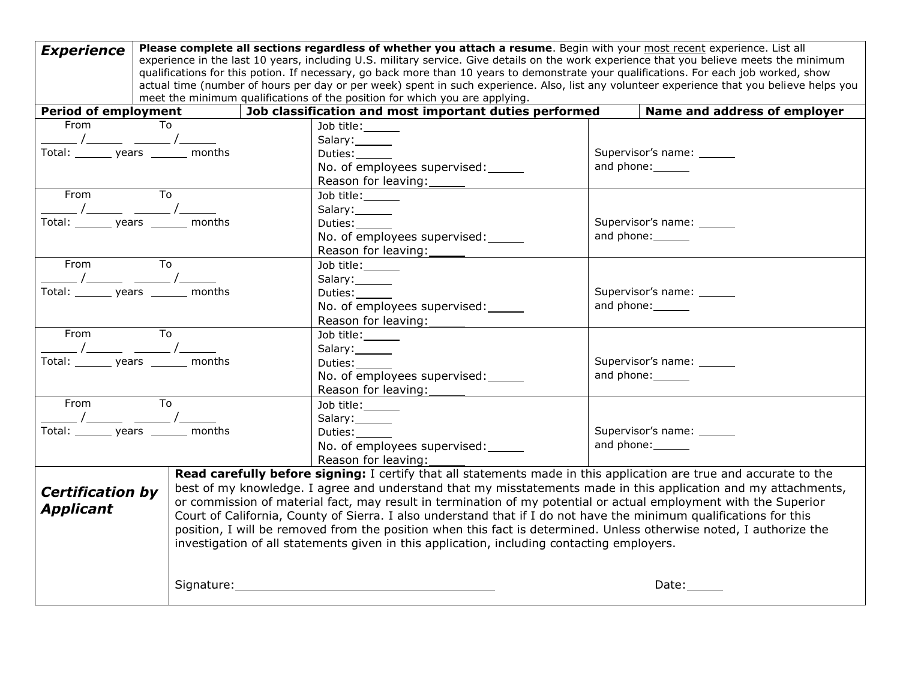| ***Experience*** | **Please complete all sections regardless of whether you attach a resume**. Begin with your most recent experience. List all experience in the last 10 years, including U.S. military service. Give details on the work experience that you believe meets the minimum qualifications for this potion. If necessary, go back more than 10 years to demonstrate your qualifications. For each job worked, show actual time (number of hours per day or per week) spent in such experience. Also, list any volunteer experience that you believe helps you meet the minimum qualifications of the position for which you are applying. | |
|---|---|---|
| **Period of employment** | **Job classification and most important duties performed** | **Name and address of employer** |
| From ______ / ______ To ______ / ______<br>Total: ______ years ______ months | Job title: ______<br>Salary: ______<br>Duties: ______<br>No. of employees supervised: ______<br>Reason for leaving: ______ | Supervisor's name: ______<br>and phone: ______ |
| From ______ / ______ To ______ / ______<br>Total: ______ years ______ months | Job title: ______<br>Salary: ______<br>Duties: ______<br>No. of employees supervised: ______<br>Reason for leaving: ______ | Supervisor's name: ______<br>and phone: ______ |
| From ______ / ______ To ______ / ______<br>Total: ______ years ______ months | Job title: ______<br>Salary: ______<br>Duties: ______<br>No. of employees supervised: ______<br>Reason for leaving: ______ | Supervisor's name: ______<br>and phone: ______ |
| From ______ / ______ To ______ / ______<br>Total: ______ years ______ months | Job title: ______<br>Salary: ______<br>Duties: ______<br>No. of employees supervised: ______<br>Reason for leaving: ______ | Supervisor's name: ______<br>and phone: ______ |
| From ______ / ______ To ______ / ______<br>Total: ______ years ______ months | Job title: ______<br>Salary: ______<br>Duties: ______<br>No. of employees supervised: ______<br>Reason for leaving: ______ | Supervisor's name: ______<br>and phone: ______ |

| ***Certification by Applicant*** | **Read carefully before signing:** I certify that all statements made in this application are true and accurate to the best of my knowledge. I agree and understand that my misstatements made in this application and my attachments, or commission of material fact, may result in termination of my potential or actual employment with the Superior Court of California, County of Sierra. I also understand that if I do not have the minimum qualifications for this position, I will be removed from the position when this fact is determined. Unless otherwise noted, I authorize the investigation of all statements given in this application, including contacting employers.<br><br>Signature: ____________________________________ Date: ______ |
|---|---|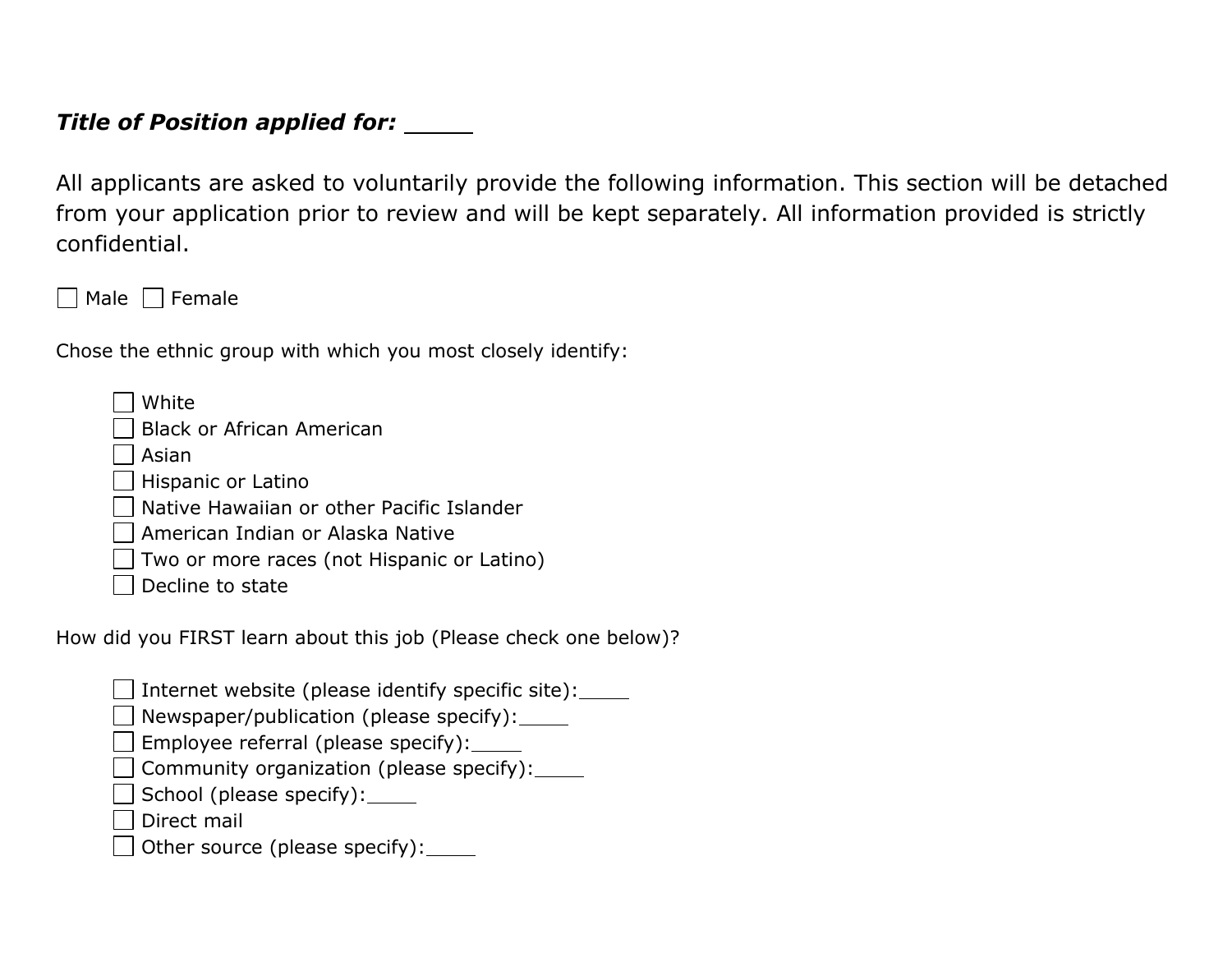***Title of Position applied for:*** _____

All applicants are asked to voluntarily provide the following information. This section will be detached from your application prior to review and will be kept separately. All information provided is strictly confidential.

☐ Male ☐ Female

Chose the ethnic group with which you most closely identify:

- ☐ White
- ☐ Black or African American
- ☐ Asian
- ☐ Hispanic or Latino
- ☐ Native Hawaiian or other Pacific Islander
- ☐ American Indian or Alaska Native
- ☐ Two or more races (not Hispanic or Latino)
- ☐ Decline to state

How did you FIRST learn about this job (Please check one below)?

- ☐ Internet website (please identify specific site):_____
- ☐ Newspaper/publication (please specify):_____
- ☐ Employee referral (please specify):_____
- ☐ Community organization (please specify):_____
- ☐ School (please specify):_____
- ☐ Direct mail
- ☐ Other source (please specify):_____